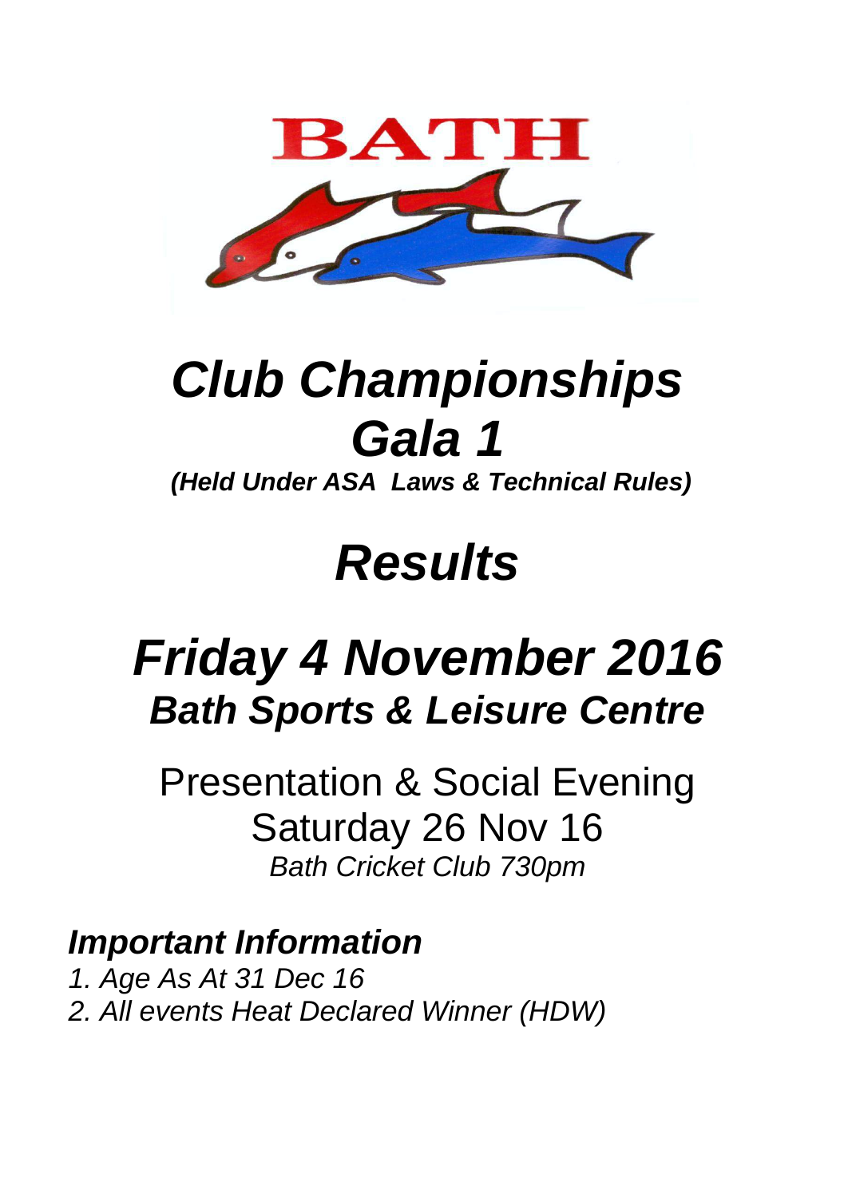BATH

# *Club Championships Gala 1*

***(Held Under ASA Laws & Technical Rules)***

# *Results*

## *Friday 4 November 2016*

### *Bath Sports & Leisure Centre*

Presentation & Social Evening
Saturday 26 Nov 16
*Bath Cricket Club 730pm*

### *Important Information*

*1. Age As At 31 Dec 16*
*2. All events Heat Declared Winner (HDW)*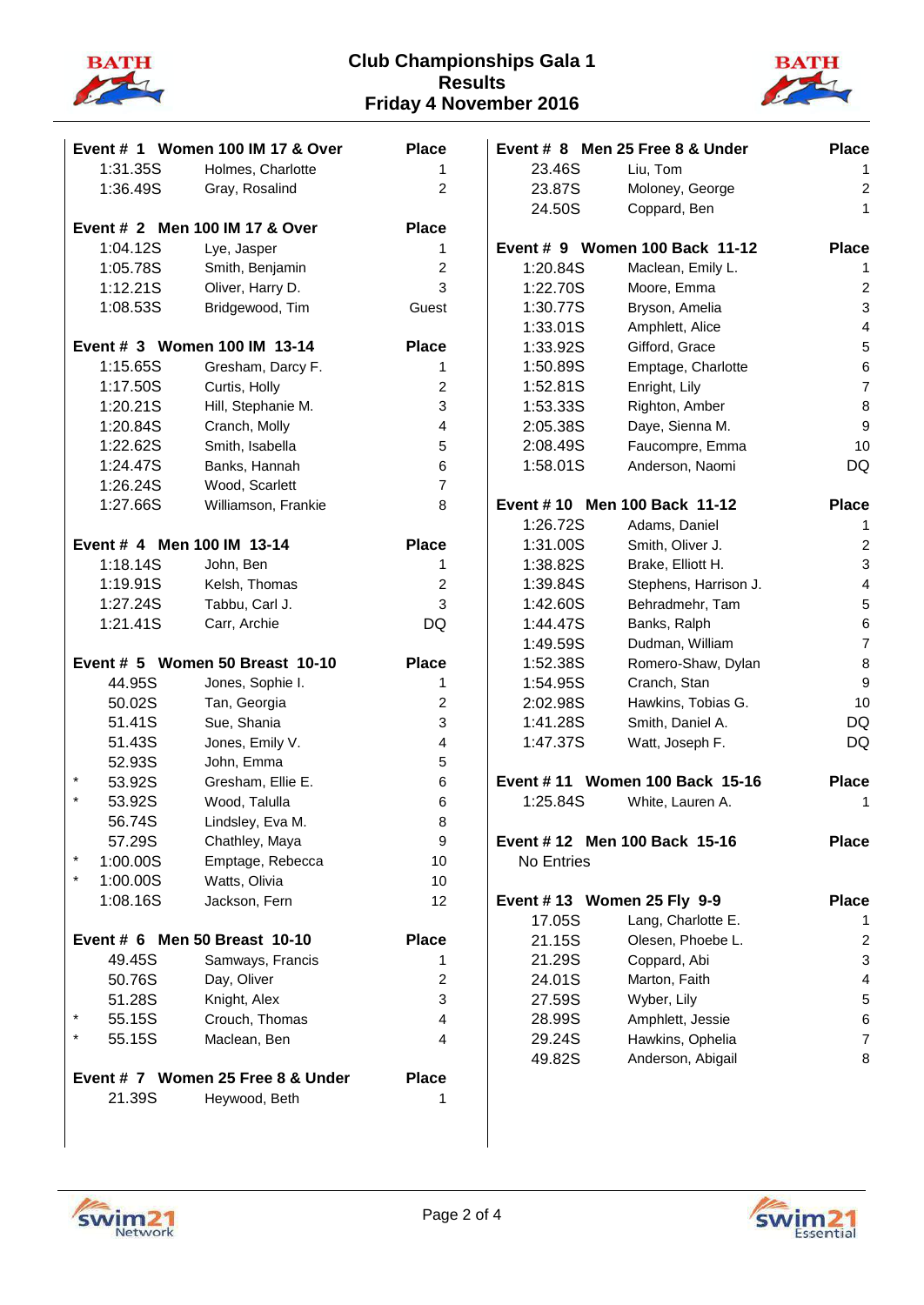# Club Championships Gala 1
## Results
## Friday 4 November 2016

### Event # 1 Women 100 IM 17 & Over

| | Time | Name | Place |
|---|---|---|---|
| | 1:31.35S | Holmes, Charlotte | 1 |
| | 1:36.49S | Gray, Rosalind | 2 |

### Event # 2 Men 100 IM 17 & Over

| | Time | Name | Place |
|---|---|---|---|
| | 1:04.12S | Lye, Jasper | 1 |
| | 1:05.78S | Smith, Benjamin | 2 |
| | 1:12.21S | Oliver, Harry D. | 3 |
| | 1:08.53S | Bridgewood, Tim | Guest |

### Event # 3 Women 100 IM 13-14

| | Time | Name | Place |
|---|---|---|---|
| | 1:15.65S | Gresham, Darcy F. | 1 |
| | 1:17.50S | Curtis, Holly | 2 |
| | 1:20.21S | Hill, Stephanie M. | 3 |
| | 1:20.84S | Cranch, Molly | 4 |
| | 1:22.62S | Smith, Isabella | 5 |
| | 1:24.47S | Banks, Hannah | 6 |
| | 1:26.24S | Wood, Scarlett | 7 |
| | 1:27.66S | Williamson, Frankie | 8 |

### Event # 4 Men 100 IM 13-14

| | Time | Name | Place |
|---|---|---|---|
| | 1:18.14S | John, Ben | 1 |
| | 1:19.91S | Kelsh, Thomas | 2 |
| | 1:27.24S | Tabbu, Carl J. | 3 |
| | 1:21.41S | Carr, Archie | DQ |

### Event # 5 Women 50 Breast 10-10

| | Time | Name | Place |
|---|---|---|---|
| | 44.95S | Jones, Sophie I. | 1 |
| | 50.02S | Tan, Georgia | 2 |
| | 51.41S | Sue, Shania | 3 |
| | 51.43S | Jones, Emily V. | 4 |
| | 52.93S | John, Emma | 5 |
| * | 53.92S | Gresham, Ellie E. | 6 |
| * | 53.92S | Wood, Talulla | 6 |
| | 56.74S | Lindsley, Eva M. | 8 |
| | 57.29S | Chathley, Maya | 9 |
| * | 1:00.00S | Emptage, Rebecca | 10 |
| * | 1:00.00S | Watts, Olivia | 10 |
| | 1:08.16S | Jackson, Fern | 12 |

### Event # 6 Men 50 Breast 10-10

| | Time | Name | Place |
|---|---|---|---|
| | 49.45S | Samways, Francis | 1 |
| | 50.76S | Day, Oliver | 2 |
| | 51.28S | Knight, Alex | 3 |
| * | 55.15S | Crouch, Thomas | 4 |
| * | 55.15S | Maclean, Ben | 4 |

### Event # 7 Women 25 Free 8 & Under

| | Time | Name | Place |
|---|---|---|---|
| | 21.39S | Heywood, Beth | 1 |

### Event # 8 Men 25 Free 8 & Under

| | Time | Name | Place |
|---|---|---|---|
| | 23.46S | Liu, Tom | 1 |
| | 23.87S | Moloney, George | 2 |
| | 24.50S | Coppard, Ben | 1 |

### Event # 9 Women 100 Back 11-12

| | Time | Name | Place |
|---|---|---|---|
| | 1:20.84S | Maclean, Emily L. | 1 |
| | 1:22.70S | Moore, Emma | 2 |
| | 1:30.77S | Bryson, Amelia | 3 |
| | 1:33.01S | Amphlett, Alice | 4 |
| | 1:33.92S | Gifford, Grace | 5 |
| | 1:50.89S | Emptage, Charlotte | 6 |
| | 1:52.81S | Enright, Lily | 7 |
| | 1:53.33S | Righton, Amber | 8 |
| | 2:05.38S | Daye, Sienna M. | 9 |
| | 2:08.49S | Faucompre, Emma | 10 |
| | 1:58.01S | Anderson, Naomi | DQ |

### Event # 10 Men 100 Back 11-12

| | Time | Name | Place |
|---|---|---|---|
| | 1:26.72S | Adams, Daniel | 1 |
| | 1:31.00S | Smith, Oliver J. | 2 |
| | 1:38.82S | Brake, Elliott H. | 3 |
| | 1:39.84S | Stephens, Harrison J. | 4 |
| | 1:42.60S | Behradmehr, Tam | 5 |
| | 1:44.47S | Banks, Ralph | 6 |
| | 1:49.59S | Dudman, William | 7 |
| | 1:52.38S | Romero-Shaw, Dylan | 8 |
| | 1:54.95S | Cranch, Stan | 9 |
| | 2:02.98S | Hawkins, Tobias G. | 10 |
| | 1:41.28S | Smith, Daniel A. | DQ |
| | 1:47.37S | Watt, Joseph F. | DQ |

### Event # 11 Women 100 Back 15-16

| | Time | Name | Place |
|---|---|---|---|
| | 1:25.84S | White, Lauren A. | 1 |

### Event # 12 Men 100 Back 15-16

No Entries

### Event # 13 Women 25 Fly 9-9

| | Time | Name | Place |
|---|---|---|---|
| | 17.05S | Lang, Charlotte E. | 1 |
| | 21.15S | Olesen, Phoebe L. | 2 |
| | 21.29S | Coppard, Abi | 3 |
| | 24.01S | Marton, Faith | 4 |
| | 27.59S | Wyber, Lily | 5 |
| | 28.99S | Amphlett, Jessie | 6 |
| | 29.24S | Hawkins, Ophelia | 7 |
| | 49.82S | Anderson, Abigail | 8 |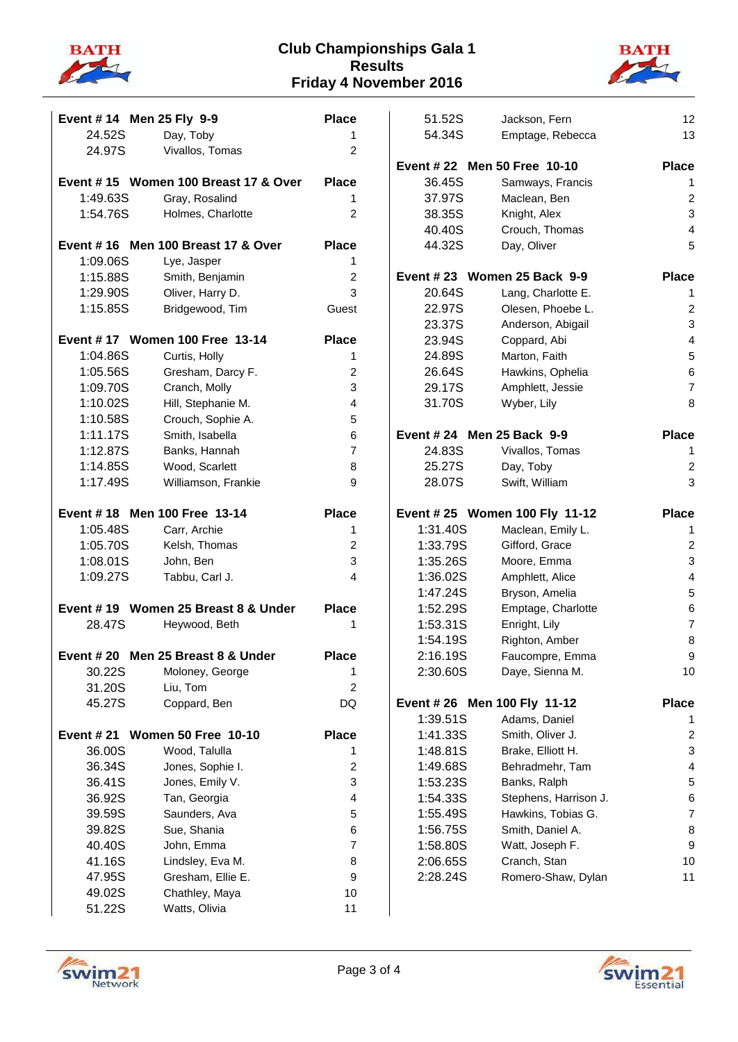# Club Championships Gala 1
## Results
## Friday 4 November 2016

| Event # 14 Men 25 Fly 9-9 | | Place |
|---|---|---|
| 24.52S | Day, Toby | 1 |
| 24.97S | Vivallos, Tomas | 2 |

| Event # 15 Women 100 Breast 17 & Over | | Place |
|---|---|---|
| 1:49.63S | Gray, Rosalind | 1 |
| 1:54.76S | Holmes, Charlotte | 2 |

| Event # 16 Men 100 Breast 17 & Over | | Place |
|---|---|---|
| 1:09.06S | Lye, Jasper | 1 |
| 1:15.88S | Smith, Benjamin | 2 |
| 1:29.90S | Oliver, Harry D. | 3 |
| 1:15.85S | Bridgewood, Tim | Guest |

| Event # 17 Women 100 Free 13-14 | | Place |
|---|---|---|
| 1:04.86S | Curtis, Holly | 1 |
| 1:05.56S | Gresham, Darcy F. | 2 |
| 1:09.70S | Cranch, Molly | 3 |
| 1:10.02S | Hill, Stephanie M. | 4 |
| 1:10.58S | Crouch, Sophie A. | 5 |
| 1:11.17S | Smith, Isabella | 6 |
| 1:12.87S | Banks, Hannah | 7 |
| 1:14.85S | Wood, Scarlett | 8 |
| 1:17.49S | Williamson, Frankie | 9 |

| Event # 18 Men 100 Free 13-14 | | Place |
|---|---|---|
| 1:05.48S | Carr, Archie | 1 |
| 1:05.70S | Kelsh, Thomas | 2 |
| 1:08.01S | John, Ben | 3 |
| 1:09.27S | Tabbu, Carl J. | 4 |

| Event # 19 Women 25 Breast 8 & Under | | Place |
|---|---|---|
| 28.47S | Heywood, Beth | 1 |

| Event # 20 Men 25 Breast 8 & Under | | Place |
|---|---|---|
| 30.22S | Moloney, George | 1 |
| 31.20S | Liu, Tom | 2 |
| 45.27S | Coppard, Ben | DQ |

| Event # 21 Women 50 Free 10-10 | | Place |
|---|---|---|
| 36.00S | Wood, Talulla | 1 |
| 36.34S | Jones, Sophie I. | 2 |
| 36.41S | Jones, Emily V. | 3 |
| 36.92S | Tan, Georgia | 4 |
| 39.59S | Saunders, Ava | 5 |
| 39.82S | Sue, Shania | 6 |
| 40.40S | John, Emma | 7 |
| 41.16S | Lindsley, Eva M. | 8 |
| 47.95S | Gresham, Ellie E. | 9 |
| 49.02S | Chathley, Maya | 10 |
| 51.22S | Watts, Olivia | 11 |
| 51.52S | Jackson, Fern | 12 |
| 54.34S | Emptage, Rebecca | 13 |

| Event # 22 Men 50 Free 10-10 | | Place |
|---|---|---|
| 36.45S | Samways, Francis | 1 |
| 37.97S | Maclean, Ben | 2 |
| 38.35S | Knight, Alex | 3 |
| 40.40S | Crouch, Thomas | 4 |
| 44.32S | Day, Oliver | 5 |

| Event # 23 Women 25 Back 9-9 | | Place |
|---|---|---|
| 20.64S | Lang, Charlotte E. | 1 |
| 22.97S | Olesen, Phoebe L. | 2 |
| 23.37S | Anderson, Abigail | 3 |
| 23.94S | Coppard, Abi | 4 |
| 24.89S | Marton, Faith | 5 |
| 26.64S | Hawkins, Ophelia | 6 |
| 29.17S | Amphlett, Jessie | 7 |
| 31.70S | Wyber, Lily | 8 |

| Event # 24 Men 25 Back 9-9 | | Place |
|---|---|---|
| 24.83S | Vivallos, Tomas | 1 |
| 25.27S | Day, Toby | 2 |
| 28.07S | Swift, William | 3 |

| Event # 25 Women 100 Fly 11-12 | | Place |
|---|---|---|
| 1:31.40S | Maclean, Emily L. | 1 |
| 1:33.79S | Gifford, Grace | 2 |
| 1:35.26S | Moore, Emma | 3 |
| 1:36.02S | Amphlett, Alice | 4 |
| 1:47.24S | Bryson, Amelia | 5 |
| 1:52.29S | Emptage, Charlotte | 6 |
| 1:53.31S | Enright, Lily | 7 |
| 1:54.19S | Righton, Amber | 8 |
| 2:16.19S | Faucompre, Emma | 9 |
| 2:30.60S | Daye, Sienna M. | 10 |

| Event # 26 Men 100 Fly 11-12 | | Place |
|---|---|---|
| 1:39.51S | Adams, Daniel | 1 |
| 1:41.33S | Smith, Oliver J. | 2 |
| 1:48.81S | Brake, Elliott H. | 3 |
| 1:49.68S | Behradmehr, Tam | 4 |
| 1:53.23S | Banks, Ralph | 5 |
| 1:54.33S | Stephens, Harrison J. | 6 |
| 1:55.49S | Hawkins, Tobias G. | 7 |
| 1:56.75S | Smith, Daniel A. | 8 |
| 1:58.80S | Watt, Joseph F. | 9 |
| 2:06.65S | Cranch, Stan | 10 |
| 2:28.24S | Romero-Shaw, Dylan | 11 |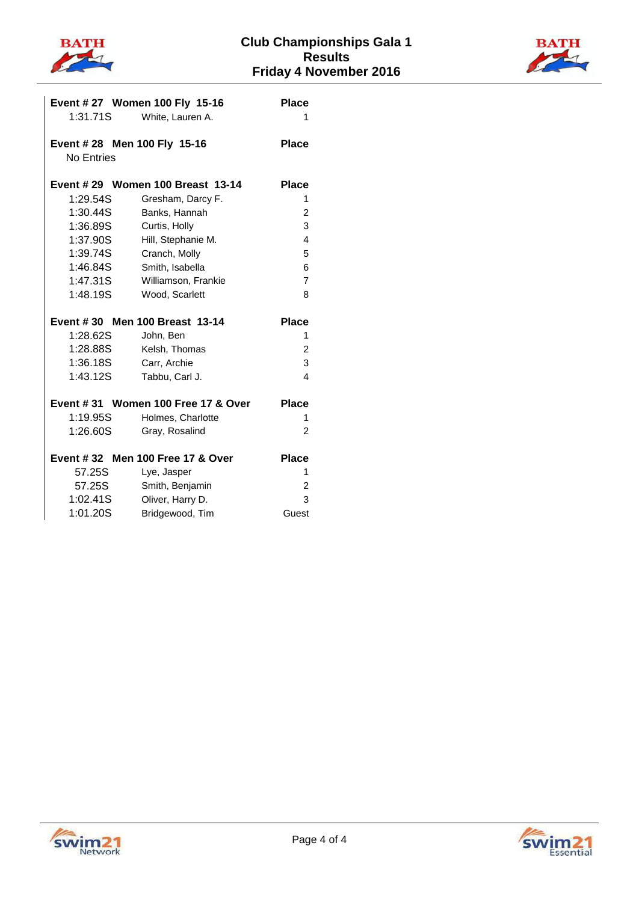# Club Championships Gala 1
## Results
## Friday 4 November 2016

| Event # 27 Women 100 Fly 15-16 | | Place |
|---|---|---|
| 1:31.71S | White, Lauren A. | 1 |

| Event # 28 Men 100 Fly 15-16 | | Place |
|---|---|---|
| No Entries | | |

| Event # 29 Women 100 Breast 13-14 | | Place |
|---|---|---|
| 1:29.54S | Gresham, Darcy F. | 1 |
| 1:30.44S | Banks, Hannah | 2 |
| 1:36.89S | Curtis, Holly | 3 |
| 1:37.90S | Hill, Stephanie M. | 4 |
| 1:39.74S | Cranch, Molly | 5 |
| 1:46.84S | Smith, Isabella | 6 |
| 1:47.31S | Williamson, Frankie | 7 |
| 1:48.19S | Wood, Scarlett | 8 |

| Event # 30 Men 100 Breast 13-14 | | Place |
|---|---|---|
| 1:28.62S | John, Ben | 1 |
| 1:28.88S | Kelsh, Thomas | 2 |
| 1:36.18S | Carr, Archie | 3 |
| 1:43.12S | Tabbu, Carl J. | 4 |

| Event # 31 Women 100 Free 17 & Over | | Place |
|---|---|---|
| 1:19.95S | Holmes, Charlotte | 1 |
| 1:26.60S | Gray, Rosalind | 2 |

| Event # 32 Men 100 Free 17 & Over | | Place |
|---|---|---|
| 57.25S | Lye, Jasper | 1 |
| 57.25S | Smith, Benjamin | 2 |
| 1:02.41S | Oliver, Harry D. | 3 |
| 1:01.20S | Bridgewood, Tim | Guest |